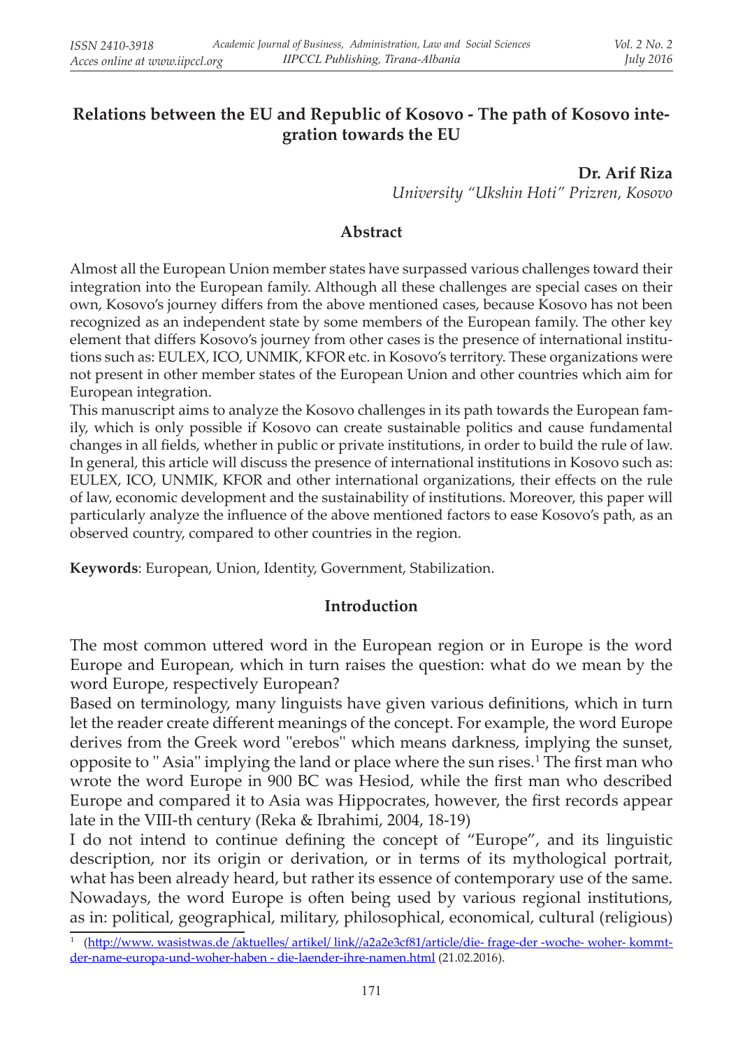# Relations between the EU and Republic of Kosovo - The path of Kosovo integration towards the EU

**Dr. Arif Riza**
*University "Ukshin Hoti" Prizren, Kosovo*

## Abstract

Almost all the European Union member states have surpassed various challenges toward their integration into the European family. Although all these challenges are special cases on their own, Kosovo's journey differs from the above mentioned cases, because Kosovo has not been recognized as an independent state by some members of the European family. The other key element that differs Kosovo's journey from other cases is the presence of international institutions such as: EULEX, ICO, UNMIK, KFOR etc. in Kosovo's territory. These organizations were not present in other member states of the European Union and other countries which aim for European integration.
This manuscript aims to analyze the Kosovo challenges in its path towards the European family, which is only possible if Kosovo can create sustainable politics and cause fundamental changes in all fields, whether in public or private institutions, in order to build the rule of law. In general, this article will discuss the presence of international institutions in Kosovo such as: EULEX, ICO, UNMIK, KFOR and other international organizations, their effects on the rule of law, economic development and the sustainability of institutions. Moreover, this paper will particularly analyze the influence of the above mentioned factors to ease Kosovo's path, as an observed country, compared to other countries in the region.

**Keywords**: European, Union, Identity, Government, Stabilization.

## Introduction

The most common uttered word in the European region or in Europe is the word Europe and European, which in turn raises the question: what do we mean by the word Europe, respectively European?
Based on terminology, many linguists have given various definitions, which in turn let the reader create different meanings of the concept. For example, the word Europe derives from the Greek word "erebos" which means darkness, implying the sunset, opposite to " Asia" implying the land or place where the sun rises.[1] The first man who wrote the word Europe in 900 BC was Hesiod, while the first man who described Europe and compared it to Asia was Hippocrates, however, the first records appear late in the VIII-th century (Reka & Ibrahimi, 2004, 18-19)
I do not intend to continue defining the concept of "Europe", and its linguistic description, nor its origin or derivation, or in terms of its mythological portrait, what has been already heard, but rather its essence of contemporary use of the same. Nowadays, the word Europe is often being used by various regional institutions, as in: political, geographical, military, philosophical, economical, cultural (religious)

---

[1] (http://www. wasistwas.de /aktuelles/ artikel/ link//a2a2e3cf81/article/die- frage-der -woche- woher- kommt-der-name-europa-und-woher-haben - die-laender-ihre-namen.html (21.02.2016).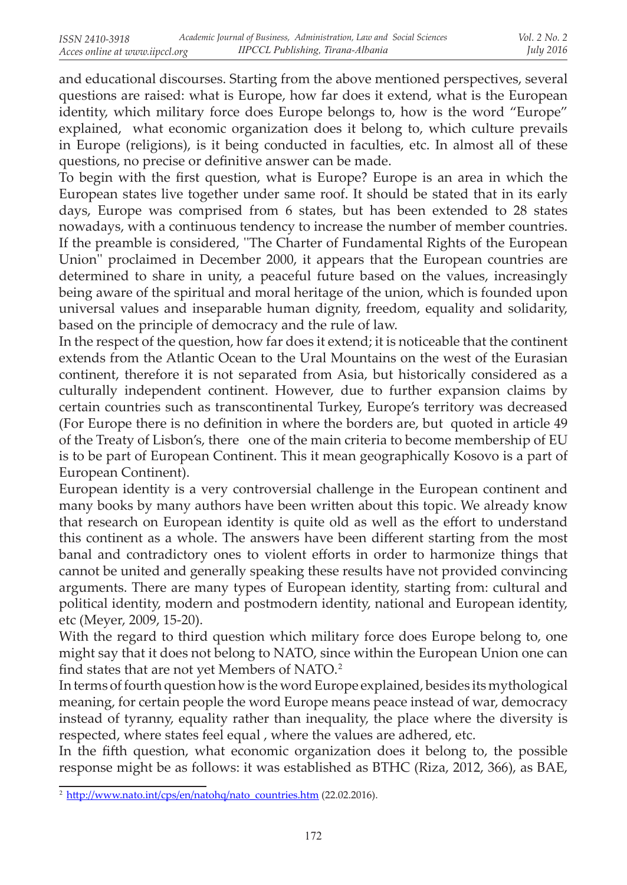and educational discourses. Starting from the above mentioned perspectives, several questions are raised: what is Europe, how far does it extend, what is the European identity, which military force does Europe belongs to, how is the word "Europe" explained, what economic organization does it belong to, which culture prevails in Europe (religions), is it being conducted in faculties, etc. In almost all of these questions, no precise or definitive answer can be made.

To begin with the first question, what is Europe? Europe is an area in which the European states live together under same roof. It should be stated that in its early days, Europe was comprised from 6 states, but has been extended to 28 states nowadays, with a continuous tendency to increase the number of member countries. If the preamble is considered, ''The Charter of Fundamental Rights of the European Union'' proclaimed in December 2000, it appears that the European countries are determined to share in unity, a peaceful future based on the values, increasingly being aware of the spiritual and moral heritage of the union, which is founded upon universal values and inseparable human dignity, freedom, equality and solidarity, based on the principle of democracy and the rule of law.

In the respect of the question, how far does it extend; it is noticeable that the continent extends from the Atlantic Ocean to the Ural Mountains on the west of the Eurasian continent, therefore it is not separated from Asia, but historically considered as a culturally independent continent. However, due to further expansion claims by certain countries such as transcontinental Turkey, Europe's territory was decreased (For Europe there is no definition in where the borders are, but quoted in article 49 of the Treaty of Lisbon's, there one of the main criteria to become membership of EU is to be part of European Continent. This it mean geographically Kosovo is a part of European Continent).

European identity is a very controversial challenge in the European continent and many books by many authors have been written about this topic. We already know that research on European identity is quite old as well as the effort to understand this continent as a whole. The answers have been different starting from the most banal and contradictory ones to violent efforts in order to harmonize things that cannot be united and generally speaking these results have not provided convincing arguments. There are many types of European identity, starting from: cultural and political identity, modern and postmodern identity, national and European identity, etc (Meyer, 2009, 15-20).

With the regard to third question which military force does Europe belong to, one might say that it does not belong to NATO, since within the European Union one can find states that are not yet Members of NATO.[2]

In terms of fourth question how is the word Europe explained, besides its mythological meaning, for certain people the word Europe means peace instead of war, democracy instead of tyranny, equality rather than inequality, the place where the diversity is respected, where states feel equal , where the values are adhered, etc.

In the fifth question, what economic organization does it belong to, the possible response might be as follows: it was established as BTHC (Riza, 2012, 366), as BAE,

---

[2] http://www.nato.int/cps/en/natohq/nato_countries.htm (22.02.2016).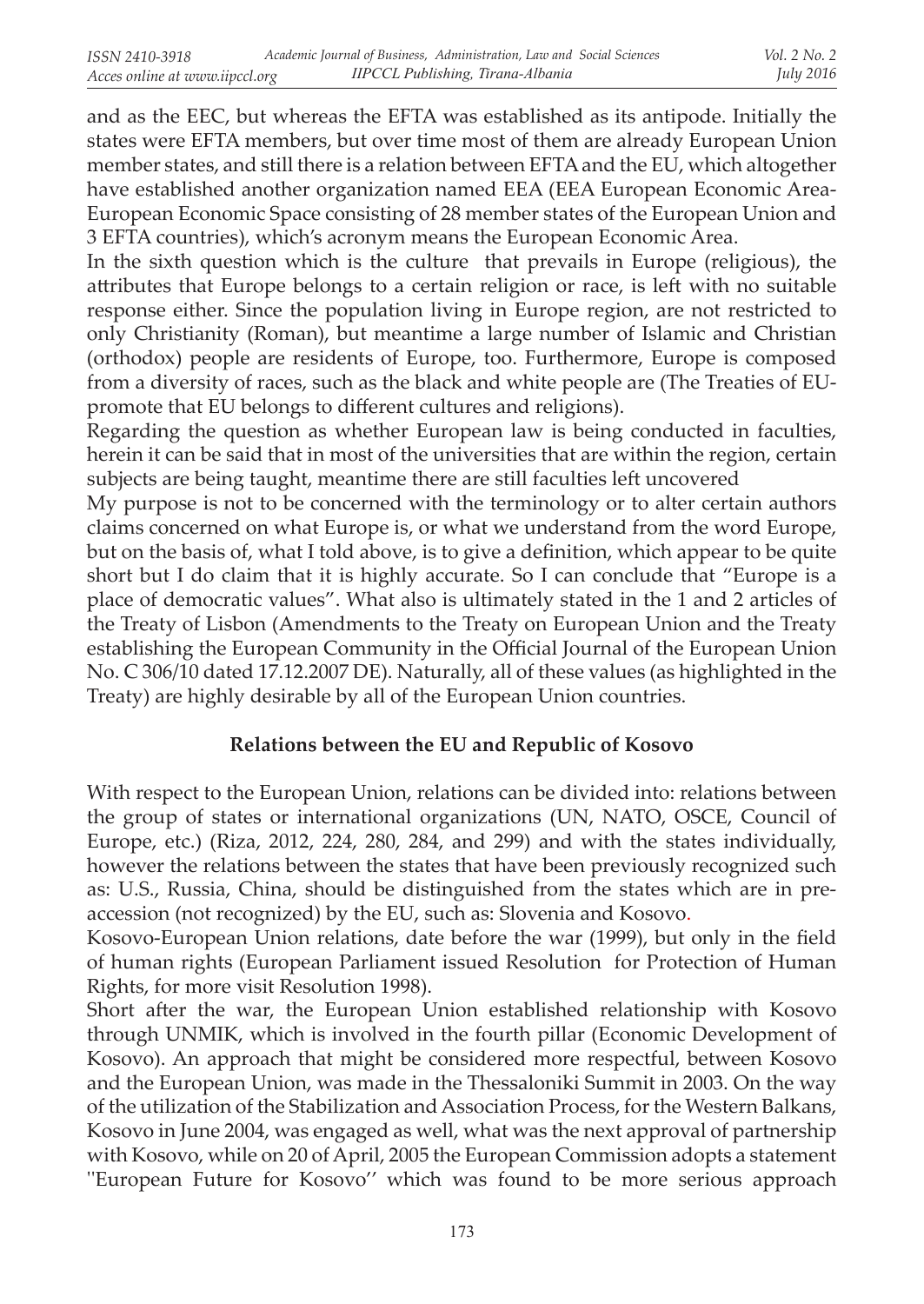and as the EEC, but whereas the EFTA was established as its antipode. Initially the states were EFTA members, but over time most of them are already European Union member states, and still there is a relation between EFTA and the EU, which altogether have established another organization named EEA (EEA European Economic Area-European Economic Space consisting of 28 member states of the European Union and 3 EFTA countries), which's acronym means the European Economic Area.

In the sixth question which is the culture that prevails in Europe (religious), the attributes that Europe belongs to a certain religion or race, is left with no suitable response either. Since the population living in Europe region, are not restricted to only Christianity (Roman), but meantime a large number of Islamic and Christian (orthodox) people are residents of Europe, too. Furthermore, Europe is composed from a diversity of races, such as the black and white people are (The Treaties of EU-promote that EU belongs to different cultures and religions).

Regarding the question as whether European law is being conducted in faculties, herein it can be said that in most of the universities that are within the region, certain subjects are being taught, meantime there are still faculties left uncovered

My purpose is not to be concerned with the terminology or to alter certain authors claims concerned on what Europe is, or what we understand from the word Europe, but on the basis of, what I told above, is to give a definition, which appear to be quite short but I do claim that it is highly accurate. So I can conclude that "Europe is a place of democratic values". What also is ultimately stated in the 1 and 2 articles of the Treaty of Lisbon (Amendments to the Treaty on European Union and the Treaty establishing the European Community in the Official Journal of the European Union No. C 306/10 dated 17.12.2007 DE). Naturally, all of these values (as highlighted in the Treaty) are highly desirable by all of the European Union countries.

## Relations between the EU and Republic of Kosovo

With respect to the European Union, relations can be divided into: relations between the group of states or international organizations (UN, NATO, OSCE, Council of Europe, etc.) (Riza, 2012, 224, 280, 284, and 299) and with the states individually, however the relations between the states that have been previously recognized such as: U.S., Russia, China, should be distinguished from the states which are in pre-accession (not recognized) by the EU, such as: Slovenia and Kosovo.

Kosovo-European Union relations, date before the war (1999), but only in the field of human rights (European Parliament issued Resolution for Protection of Human Rights, for more visit Resolution 1998).

Short after the war, the European Union established relationship with Kosovo through UNMIK, which is involved in the fourth pillar (Economic Development of Kosovo). An approach that might be considered more respectful, between Kosovo and the European Union, was made in the Thessaloniki Summit in 2003. On the way of the utilization of the Stabilization and Association Process, for the Western Balkans, Kosovo in June 2004, was engaged as well, what was the next approval of partnership with Kosovo, while on 20 of April, 2005 the European Commission adopts a statement ''European Future for Kosovo'' which was found to be more serious approach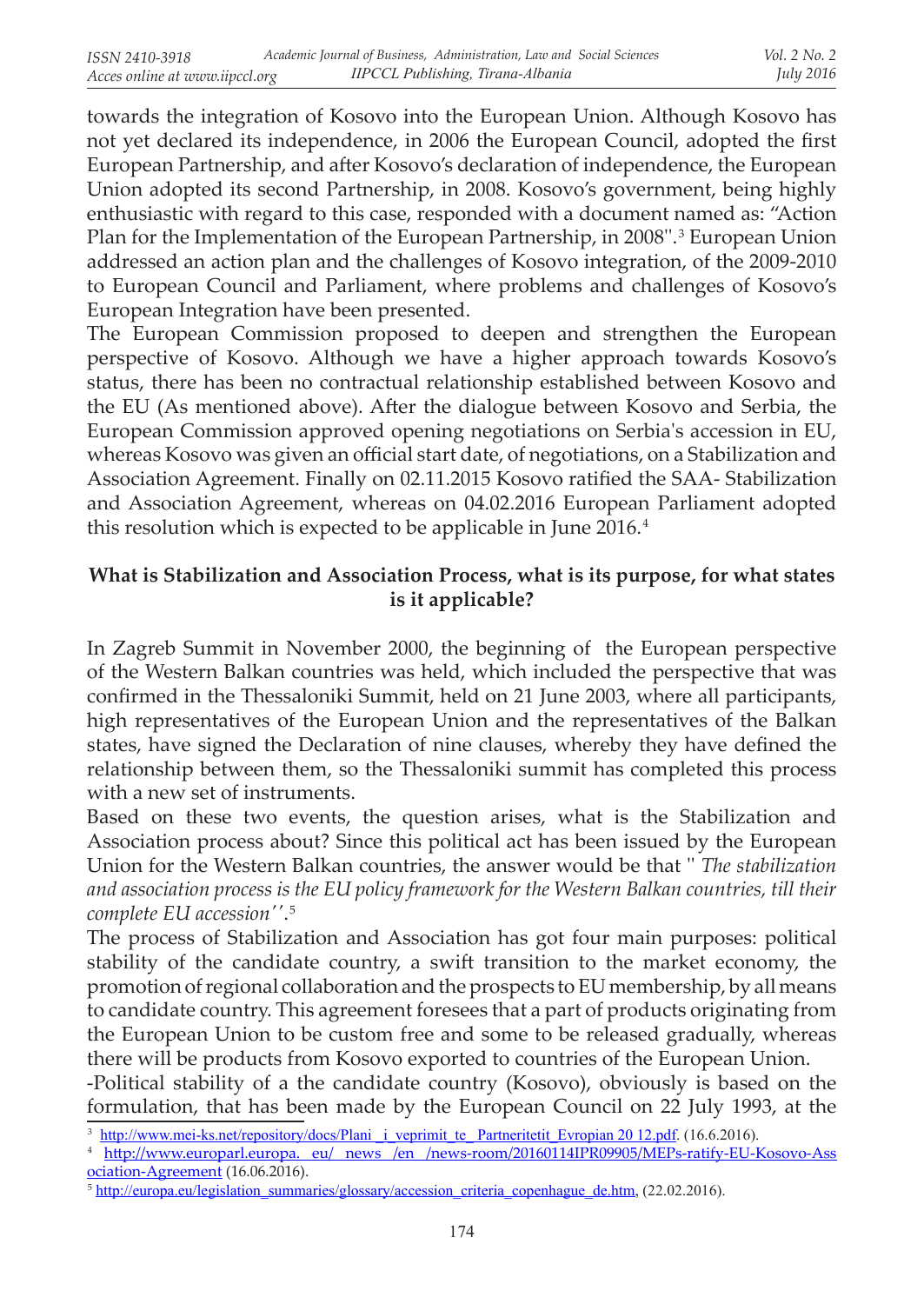towards the integration of Kosovo into the European Union. Although Kosovo has not yet declared its independence, in 2006 the European Council, adopted the first European Partnership, and after Kosovo's declaration of independence, the European Union adopted its second Partnership, in 2008. Kosovo's government, being highly enthusiastic with regard to this case, responded with a document named as: "Action Plan for the Implementation of the European Partnership, in 2008".[3] European Union addressed an action plan and the challenges of Kosovo integration, of the 2009-2010 to European Council and Parliament, where problems and challenges of Kosovo's European Integration have been presented.

The European Commission proposed to deepen and strengthen the European perspective of Kosovo. Although we have a higher approach towards Kosovo's status, there has been no contractual relationship established between Kosovo and the EU (As mentioned above). After the dialogue between Kosovo and Serbia, the European Commission approved opening negotiations on Serbia's accession in EU, whereas Kosovo was given an official start date, of negotiations, on a Stabilization and Association Agreement. Finally on 02.11.2015 Kosovo ratified the SAA- Stabilization and Association Agreement, whereas on 04.02.2016 European Parliament adopted this resolution which is expected to be applicable in June 2016.[4]

**What is Stabilization and Association Process, what is its purpose, for what states is it applicable?**

In Zagreb Summit in November 2000, the beginning of the European perspective of the Western Balkan countries was held, which included the perspective that was confirmed in the Thessaloniki Summit, held on 21 June 2003, where all participants, high representatives of the European Union and the representatives of the Balkan states, have signed the Declaration of nine clauses, whereby they have defined the relationship between them, so the Thessaloniki summit has completed this process with a new set of instruments.

Based on these two events, the question arises, what is the Stabilization and Association process about? Since this political act has been issued by the European Union for the Western Balkan countries, the answer would be that " *The stabilization and association process is the EU policy framework for the Western Balkan countries, till their complete EU accession*''.[5]

The process of Stabilization and Association has got four main purposes: political stability of the candidate country, a swift transition to the market economy, the promotion of regional collaboration and the prospects to EU membership, by all means to candidate country. This agreement foresees that a part of products originating from the European Union to be custom free and some to be released gradually, whereas there will be products from Kosovo exported to countries of the European Union.

-Political stability of a the candidate country (Kosovo), obviously is based on the formulation, that has been made by the European Council on 22 July 1993, at the

---

[3] http://www.mei-ks.net/repository/docs/Plani_i_veprimit_te_Partneritetit_Evropian 20 12.pdf. (16.6.2016).

[4] http://www.europarl.europa. eu/ news /en /news-room/20160114IPR09905/MEPs-ratify-EU-Kosovo-Association-Agreement (16.06.2016).

[5] http://europa.eu/legislation_summaries/glossary/accession_criteria_copenhague_de.htm, (22.02.2016).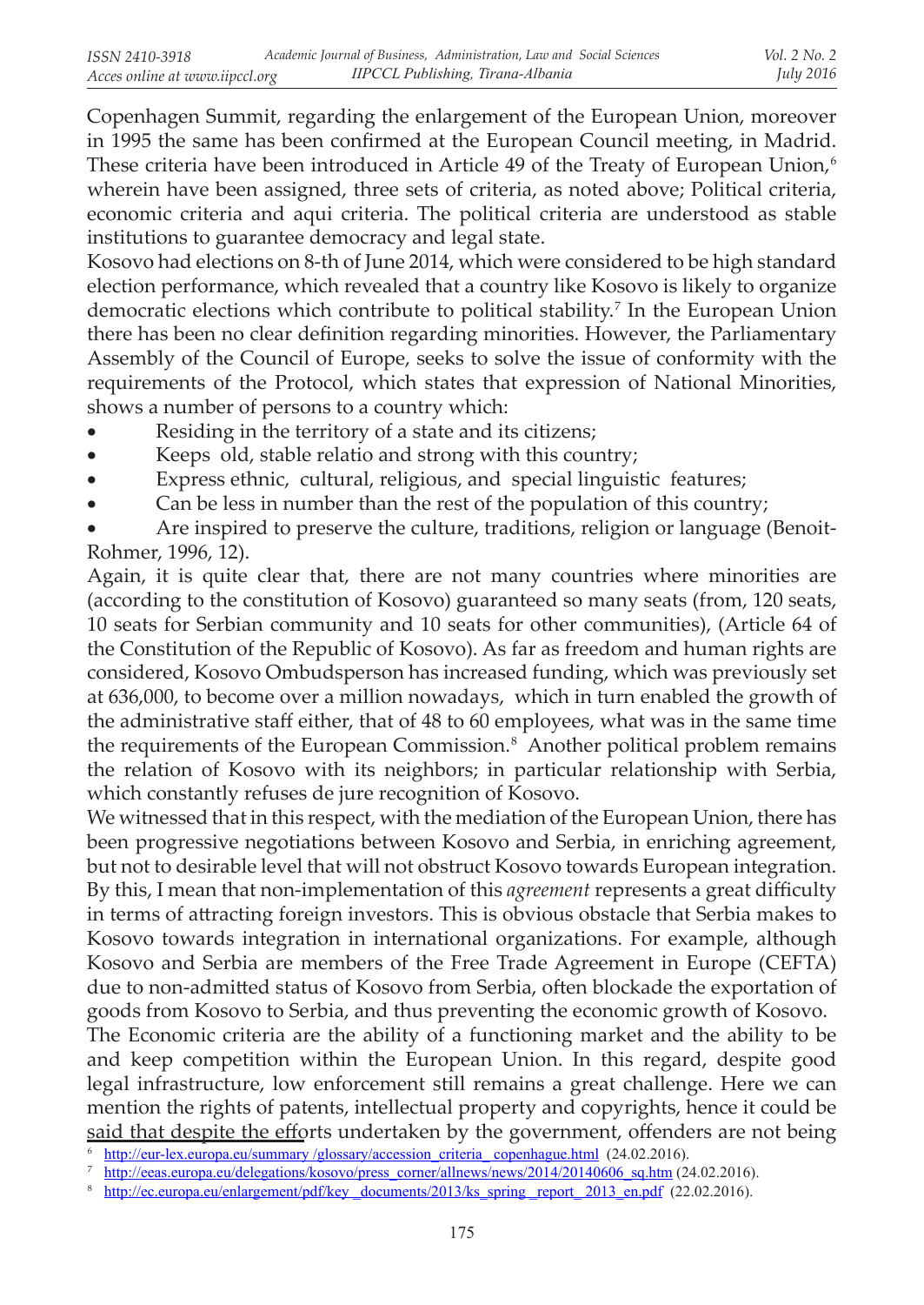Copenhagen Summit, regarding the enlargement of the European Union, moreover in 1995 the same has been confirmed at the European Council meeting, in Madrid. These criteria have been introduced in Article 49 of the Treaty of European Union,[6] wherein have been assigned, three sets of criteria, as noted above; Political criteria, economic criteria and aqui criteria. The political criteria are understood as stable institutions to guarantee democracy and legal state.

Kosovo had elections on 8-th of June 2014, which were considered to be high standard election performance, which revealed that a country like Kosovo is likely to organize democratic elections which contribute to political stability.[7] In the European Union there has been no clear definition regarding minorities. However, the Parliamentary Assembly of the Council of Europe, seeks to solve the issue of conformity with the requirements of the Protocol, which states that expression of National Minorities, shows a number of persons to a country which:

- Residing in the territory of a state and its citizens;
- Keeps old, stable relatio and strong with this country;
- Express ethnic, cultural, religious, and special linguistic features;
- Can be less in number than the rest of the population of this country;
- Are inspired to preserve the culture, traditions, religion or language (Benoit-Rohmer, 1996, 12).

Again, it is quite clear that, there are not many countries where minorities are (according to the constitution of Kosovo) guaranteed so many seats (from, 120 seats, 10 seats for Serbian community and 10 seats for other communities), (Article 64 of the Constitution of the Republic of Kosovo). As far as freedom and human rights are considered, Kosovo Ombudsperson has increased funding, which was previously set at 636,000, to become over a million nowadays, which in turn enabled the growth of the administrative staff either, that of 48 to 60 employees, what was in the same time the requirements of the European Commission.[8] Another political problem remains the relation of Kosovo with its neighbors; in particular relationship with Serbia, which constantly refuses de jure recognition of Kosovo.

We witnessed that in this respect, with the mediation of the European Union, there has been progressive negotiations between Kosovo and Serbia, in enriching agreement, but not to desirable level that will not obstruct Kosovo towards European integration. By this, I mean that non-implementation of this *agreement* represents a great difficulty in terms of attracting foreign investors. This is obvious obstacle that Serbia makes to Kosovo towards integration in international organizations. For example, although Kosovo and Serbia are members of the Free Trade Agreement in Europe (CEFTA) due to non-admitted status of Kosovo from Serbia, often blockade the exportation of goods from Kosovo to Serbia, and thus preventing the economic growth of Kosovo.

The Economic criteria are the ability of a functioning market and the ability to be and keep competition within the European Union. In this regard, despite good legal infrastructure, low enforcement still remains a great challenge. Here we can mention the rights of patents, intellectual property and copyrights, hence it could be said that despite the efforts undertaken by the government, offenders are not being

[6] http://eur-lex.europa.eu/summary /glossary/accession_criteria_copenhague.html (24.02.2016).

[7] http://eeas.europa.eu/delegations/kosovo/press_corner/allnews/news/2014/20140606_sq.htm (24.02.2016).

[8] http://ec.europa.eu/enlargement/pdf/key_documents/2013/ks_spring_report_2013_en.pdf (22.02.2016).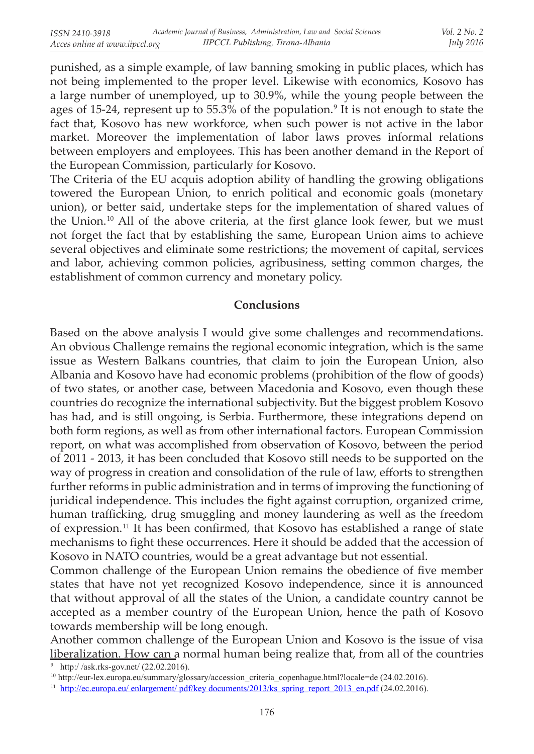punished, as a simple example, of law banning smoking in public places, which has not being implemented to the proper level. Likewise with economics, Kosovo has a large number of unemployed, up to 30.9%, while the young people between the ages of 15-24, represent up to 55.3% of the population.[9] It is not enough to state the fact that, Kosovo has new workforce, when such power is not active in the labor market. Moreover the implementation of labor laws proves informal relations between employers and employees. This has been another demand in the Report of the European Commission, particularly for Kosovo.

The Criteria of the EU acquis adoption ability of handling the growing obligations towered the European Union, to enrich political and economic goals (monetary union), or better said, undertake steps for the implementation of shared values of the Union.[10] All of the above criteria, at the first glance look fewer, but we must not forget the fact that by establishing the same, European Union aims to achieve several objectives and eliminate some restrictions; the movement of capital, services and labor, achieving common policies, agribusiness, setting common charges, the establishment of common currency and monetary policy.

## Conclusions

Based on the above analysis I would give some challenges and recommendations. An obvious Challenge remains the regional economic integration, which is the same issue as Western Balkans countries, that claim to join the European Union, also Albania and Kosovo have had economic problems (prohibition of the flow of goods) of two states, or another case, between Macedonia and Kosovo, even though these countries do recognize the international subjectivity. But the biggest problem Kosovo has had, and is still ongoing, is Serbia. Furthermore, these integrations depend on both form regions, as well as from other international factors. European Commission report, on what was accomplished from observation of Kosovo, between the period of 2011 - 2013, it has been concluded that Kosovo still needs to be supported on the way of progress in creation and consolidation of the rule of law, efforts to strengthen further reforms in public administration and in terms of improving the functioning of juridical independence. This includes the fight against corruption, organized crime, human trafficking, drug smuggling and money laundering as well as the freedom of expression.[11] It has been confirmed, that Kosovo has established a range of state mechanisms to fight these occurrences. Here it should be added that the accession of Kosovo in NATO countries, would be a great advantage but not essential.

Common challenge of the European Union remains the obedience of five member states that have not yet recognized Kosovo independence, since it is announced that without approval of all the states of the Union, a candidate country cannot be accepted as a member country of the European Union, hence the path of Kosovo towards membership will be long enough.

Another common challenge of the European Union and Kosovo is the issue of visa liberalization. How can a normal human being realize that, from all of the countries

[9] http:/ /ask.rks-gov.net/ (22.02.2016).

[10] http://eur-lex.europa.eu/summary/glossary/accession_criteria_copenhague.html?locale=de (24.02.2016).

[11] http://ec.europa.eu/ enlargement/ pdf/key documents/2013/ks_spring_report_2013_en.pdf (24.02.2016).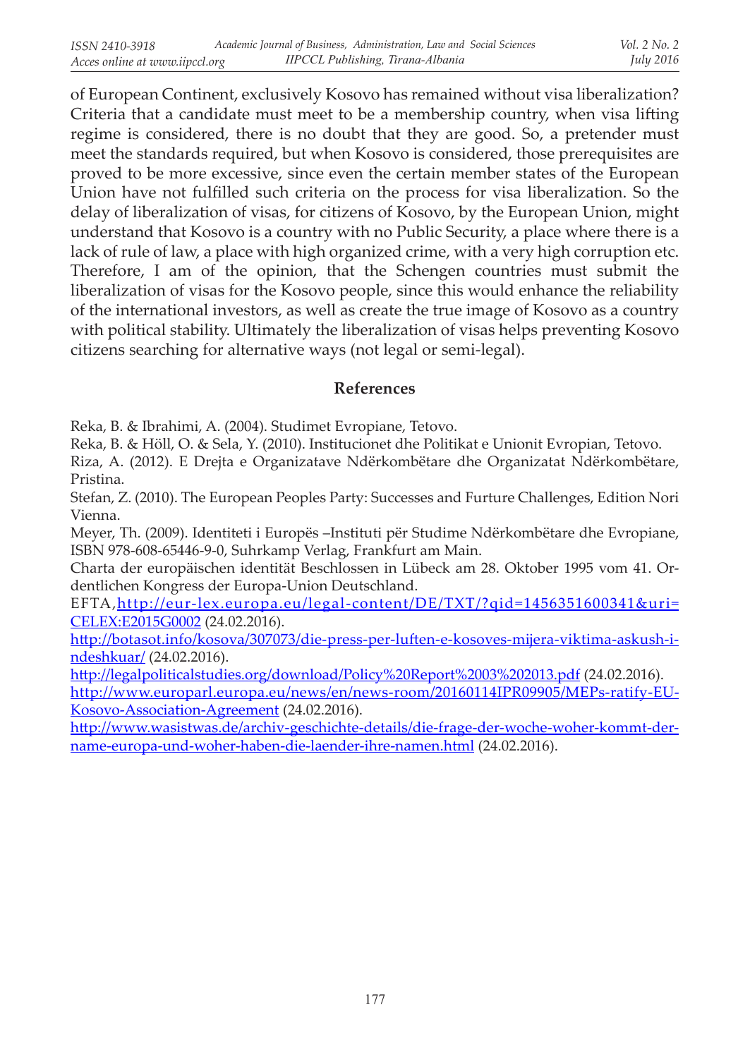of European Continent, exclusively Kosovo has remained without visa liberalization? Criteria that a candidate must meet to be a membership country, when visa lifting regime is considered, there is no doubt that they are good. So, a pretender must meet the standards required, but when Kosovo is considered, those prerequisites are proved to be more excessive, since even the certain member states of the European Union have not fulfilled such criteria on the process for visa liberalization. So the delay of liberalization of visas, for citizens of Kosovo, by the European Union, might understand that Kosovo is a country with no Public Security, a place where there is a lack of rule of law, a place with high organized crime, with a very high corruption etc. Therefore, I am of the opinion, that the Schengen countries must submit the liberalization of visas for the Kosovo people, since this would enhance the reliability of the international investors, as well as create the true image of Kosovo as a country with political stability. Ultimately the liberalization of visas helps preventing Kosovo citizens searching for alternative ways (not legal or semi-legal).

## References

Reka, B. & Ibrahimi, A. (2004). Studimet Evropiane, Tetovo.

Reka, B. & Höll, O. & Sela, Y. (2010). Institucionet dhe Politikat e Unionit Evropian, Tetovo.

Riza, A. (2012). E Drejta e Organizatave Ndërkombëtare dhe Organizatat Ndërkombëtare, Pristina.

Stefan, Z. (2010). The European Peoples Party: Successes and Furture Challenges, Edition Nori Vienna.

Meyer, Th. (2009). Identiteti i Europës –Instituti për Studime Ndërkombëtare dhe Evropiane, ISBN 978-608-65446-9-0, Suhrkamp Verlag, Frankfurt am Main.

Charta der europäischen identität Beschlossen in Lübeck am 28. Oktober 1995 vom 41. Ordentlichen Kongress der Europa-Union Deutschland.

EFTA, http://eur-lex.europa.eu/legal-content/DE/TXT/?qid=1456351600341&uri=CELEX:E2015G0002 (24.02.2016).

http://botasot.info/kosova/307073/die-press-per-luften-e-kosoves-mijera-viktima-askush-i-ndeshkuar/ (24.02.2016).

http://legalpoliticalstudies.org/download/Policy%20Report%2003%202013.pdf (24.02.2016).

http://www.europarl.europa.eu/news/en/news-room/20160114IPR09905/MEPs-ratify-EU-Kosovo-Association-Agreement (24.02.2016).

http://www.wasistwas.de/archiv-geschichte-details/die-frage-der-woche-woher-kommt-der-name-europa-und-woher-haben-die-laender-ihre-namen.html (24.02.2016).